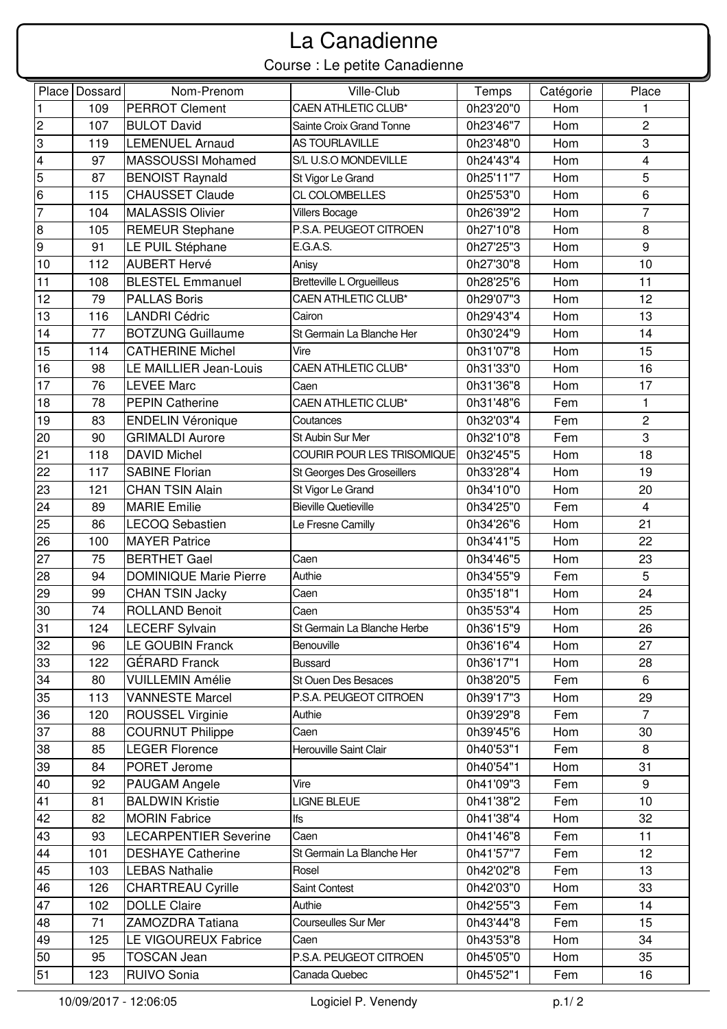# La Canadienne

## Course : Le petite Canadienne

| Place | Dossard | Nom-Prenom | Ville-Club | Temps | Catégorie | Place |
|---|---|---|---|---|---|---|
| 1 | 109 | PERROT Clement | CAEN ATHLETIC CLUB* | 0h23'20"0 | Hom | 1 |
| 2 | 107 | BULOT David | Sainte Croix Grand Tonne | 0h23'46"7 | Hom | 2 |
| 3 | 119 | LEMENUEL Arnaud | AS TOURLAVILLE | 0h23'48"0 | Hom | 3 |
| 4 | 97 | MASSOUSSI Mohamed | S/L U.S.O MONDEVILLE | 0h24'43"4 | Hom | 4 |
| 5 | 87 | BENOIST Raynald | St Vigor Le Grand | 0h25'11"7 | Hom | 5 |
| 6 | 115 | CHAUSSET Claude | CL COLOMBELLES | 0h25'53"0 | Hom | 6 |
| 7 | 104 | MALASSIS Olivier | Villers Bocage | 0h26'39"2 | Hom | 7 |
| 8 | 105 | REMEUR Stephane | P.S.A. PEUGEOT CITROEN | 0h27'10"8 | Hom | 8 |
| 9 | 91 | LE PUIL Stéphane | E.G.A.S. | 0h27'25"3 | Hom | 9 |
| 10 | 112 | AUBERT Hervé | Anisy | 0h27'30"8 | Hom | 10 |
| 11 | 108 | BLESTEL Emmanuel | Bretteville L Orgueilleus | 0h28'25"6 | Hom | 11 |
| 12 | 79 | PALLAS Boris | CAEN ATHLETIC CLUB* | 0h29'07"3 | Hom | 12 |
| 13 | 116 | LANDRI Cédric | Cairon | 0h29'43"4 | Hom | 13 |
| 14 | 77 | BOTZUNG Guillaume | St Germain La Blanche Her | 0h30'24"9 | Hom | 14 |
| 15 | 114 | CATHERINE Michel | Vire | 0h31'07"8 | Hom | 15 |
| 16 | 98 | LE MAILLIER Jean-Louis | CAEN ATHLETIC CLUB* | 0h31'33"0 | Hom | 16 |
| 17 | 76 | LEVEE Marc | Caen | 0h31'36"8 | Hom | 17 |
| 18 | 78 | PEPIN Catherine | CAEN ATHLETIC CLUB* | 0h31'48"6 | Fem | 1 |
| 19 | 83 | ENDELIN Véronique | Coutances | 0h32'03"4 | Fem | 2 |
| 20 | 90 | GRIMALDI Aurore | St Aubin Sur Mer | 0h32'10"8 | Fem | 3 |
| 21 | 118 | DAVID Michel | COURIR POUR LES TRISOMIQUE | 0h32'45"5 | Hom | 18 |
| 22 | 117 | SABINE Florian | St Georges Des Groseillers | 0h33'28"4 | Hom | 19 |
| 23 | 121 | CHAN TSIN Alain | St Vigor Le Grand | 0h34'10"0 | Hom | 20 |
| 24 | 89 | MARIE Emilie | Bieville Quetieville | 0h34'25"0 | Fem | 4 |
| 25 | 86 | LECOQ Sebastien | Le Fresne Camilly | 0h34'26"6 | Hom | 21 |
| 26 | 100 | MAYER Patrice | | 0h34'41"5 | Hom | 22 |
| 27 | 75 | BERTHET Gael | Caen | 0h34'46"5 | Hom | 23 |
| 28 | 94 | DOMINIQUE Marie Pierre | Authie | 0h34'55"9 | Fem | 5 |
| 29 | 99 | CHAN TSIN Jacky | Caen | 0h35'18"1 | Hom | 24 |
| 30 | 74 | ROLLAND Benoit | Caen | 0h35'53"4 | Hom | 25 |
| 31 | 124 | LECERF Sylvain | St Germain La Blanche Herbe | 0h36'15"9 | Hom | 26 |
| 32 | 96 | LE GOUBIN Franck | Benouville | 0h36'16"4 | Hom | 27 |
| 33 | 122 | GÉRARD Franck | Bussard | 0h36'17"1 | Hom | 28 |
| 34 | 80 | VUILLEMIN Amélie | St Ouen Des Besaces | 0h38'20"5 | Fem | 6 |
| 35 | 113 | VANNESTE Marcel | P.S.A. PEUGEOT CITROEN | 0h39'17"3 | Hom | 29 |
| 36 | 120 | ROUSSEL Virginie | Authie | 0h39'29"8 | Fem | 7 |
| 37 | 88 | COURNUT Philippe | Caen | 0h39'45"6 | Hom | 30 |
| 38 | 85 | LEGER Florence | Herouville Saint Clair | 0h40'53"1 | Fem | 8 |
| 39 | 84 | PORET Jerome | | 0h40'54"1 | Hom | 31 |
| 40 | 92 | PAUGAM Angele | Vire | 0h41'09"3 | Fem | 9 |
| 41 | 81 | BALDWIN Kristie | LIGNE BLEUE | 0h41'38"2 | Fem | 10 |
| 42 | 82 | MORIN Fabrice | Ifs | 0h41'38"4 | Hom | 32 |
| 43 | 93 | LECARPENTIER Severine | Caen | 0h41'46"8 | Fem | 11 |
| 44 | 101 | DESHAYE Catherine | St Germain La Blanche Her | 0h41'57"7 | Fem | 12 |
| 45 | 103 | LEBAS Nathalie | Rosel | 0h42'02"8 | Fem | 13 |
| 46 | 126 | CHARTREAU Cyrille | Saint Contest | 0h42'03"0 | Hom | 33 |
| 47 | 102 | DOLLE Claire | Authie | 0h42'55"3 | Fem | 14 |
| 48 | 71 | ZAMOZDRA Tatiana | Courseulles Sur Mer | 0h43'44"8 | Fem | 15 |
| 49 | 125 | LE VIGOUREUX Fabrice | Caen | 0h43'53"8 | Hom | 34 |
| 50 | 95 | TOSCAN Jean | P.S.A. PEUGEOT CITROEN | 0h45'05"0 | Hom | 35 |
| 51 | 123 | RUIVO Sonia | Canada Quebec | 0h45'52"1 | Fem | 16 |

10/09/2017 - 12:06:05 Logiciel P. Venendy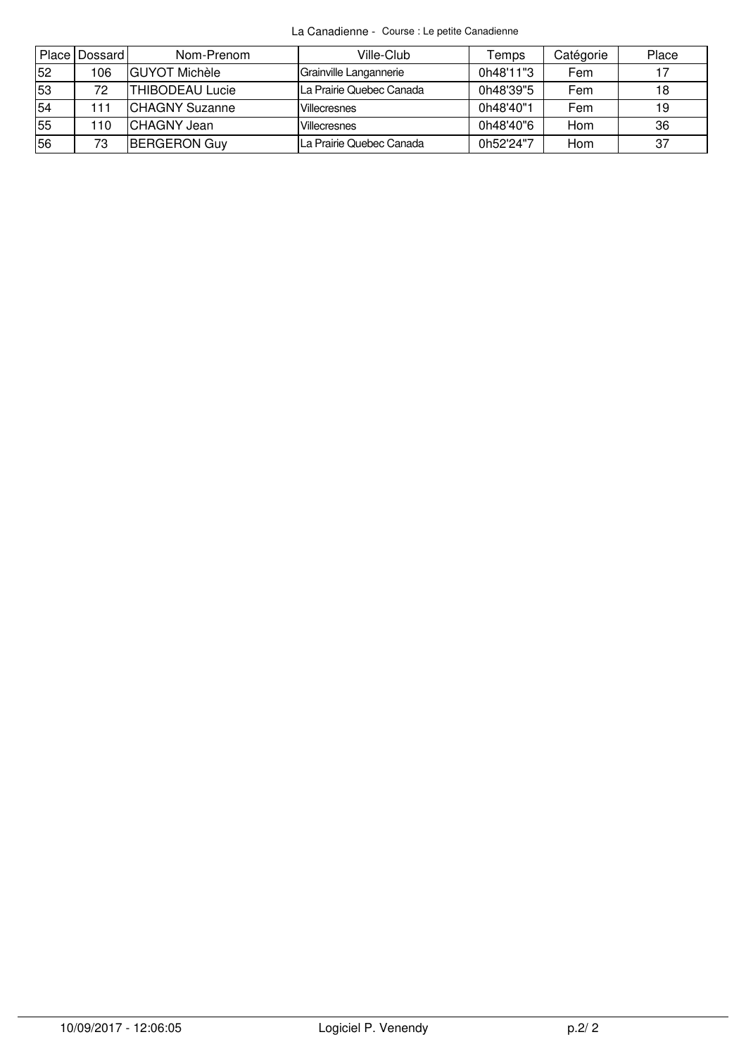La Canadienne - Course : Le petite Canadienne

| Place | Dossard | Nom-Prenom | Ville-Club | Temps | Catégorie | Place |
|---|---|---|---|---|---|---|
| 52 | 106 | GUYOT Michèle | Grainville Langannerie | 0h48'11"3 | Fem | 17 |
| 53 | 72 | THIBODEAU Lucie | La Prairie Quebec Canada | 0h48'39"5 | Fem | 18 |
| 54 | 111 | CHAGNY Suzanne | Villecresnes | 0h48'40"1 | Fem | 19 |
| 55 | 110 | CHAGNY Jean | Villecresnes | 0h48'40"6 | Hom | 36 |
| 56 | 73 | BERGERON Guy | La Prairie Quebec Canada | 0h52'24"7 | Hom | 37 |

10/09/2017 - 12:06:05 Logiciel P. Venendy